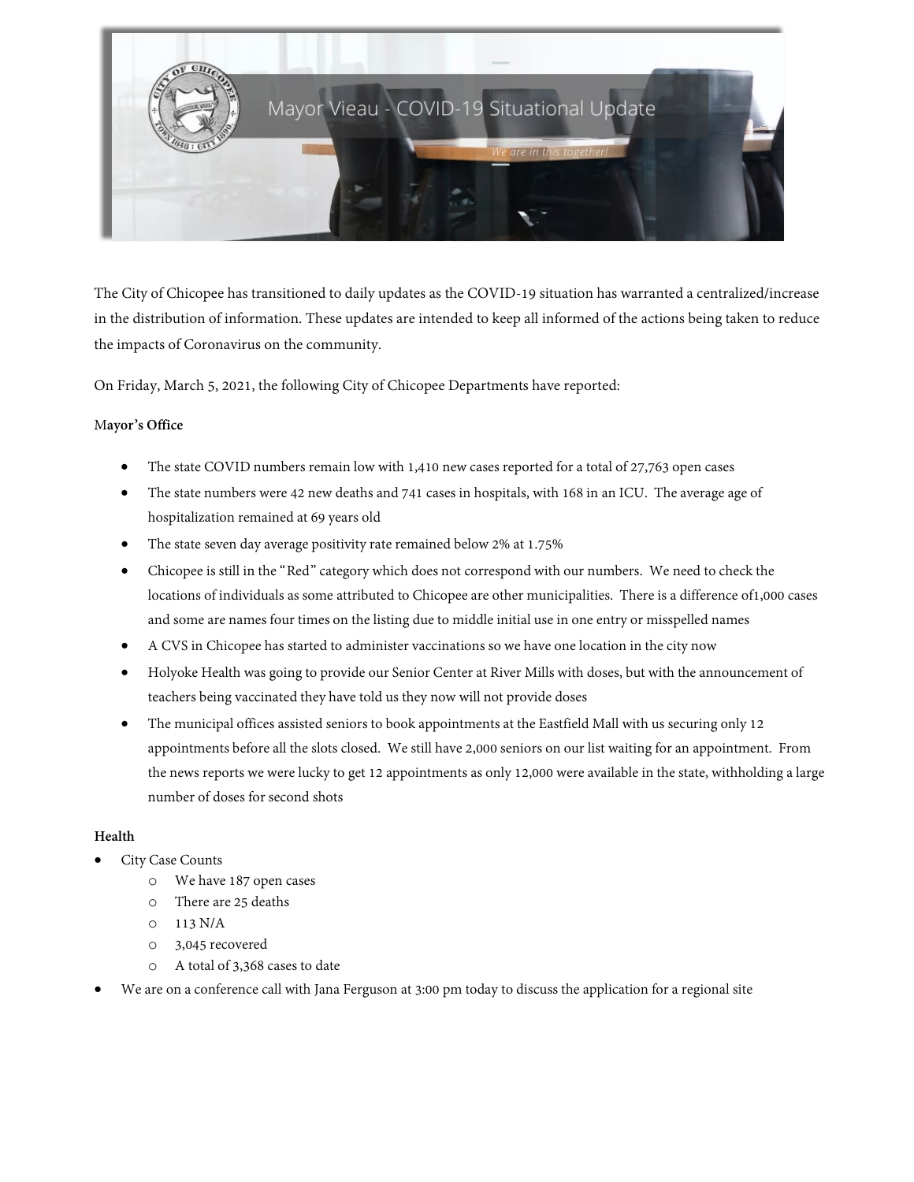# Mayor Vieau - COVID-19 Situational Update

*We are in this together!*

The City of Chicopee has transitioned to daily updates as the COVID-19 situation has warranted a centralized/increase in the distribution of information. These updates are intended to keep all informed of the actions being taken to reduce the impacts of Coronavirus on the community.

On Friday, March 5, 2021, the following City of Chicopee Departments have reported:

**Mayor's Office**

- The state COVID numbers remain low with 1,410 new cases reported for a total of 27,763 open cases
- The state numbers were 42 new deaths and 741 cases in hospitals, with 168 in an ICU. The average age of hospitalization remained at 69 years old
- The state seven day average positivity rate remained below 2% at 1.75%
- Chicopee is still in the "Red" category which does not correspond with our numbers. We need to check the locations of individuals as some attributed to Chicopee are other municipalities. There is a difference of1,000 cases and some are names four times on the listing due to middle initial use in one entry or misspelled names
- A CVS in Chicopee has started to administer vaccinations so we have one location in the city now
- Holyoke Health was going to provide our Senior Center at River Mills with doses, but with the announcement of teachers being vaccinated they have told us they now will not provide doses
- The municipal offices assisted seniors to book appointments at the Eastfield Mall with us securing only 12 appointments before all the slots closed. We still have 2,000 seniors on our list waiting for an appointment. From the news reports we were lucky to get 12 appointments as only 12,000 were available in the state, withholding a large number of doses for second shots

**Health**

- City Case Counts
  - We have 187 open cases
  - There are 25 deaths
  - 113 N/A
  - 3,045 recovered
  - A total of 3,368 cases to date
- We are on a conference call with Jana Ferguson at 3:00 pm today to discuss the application for a regional site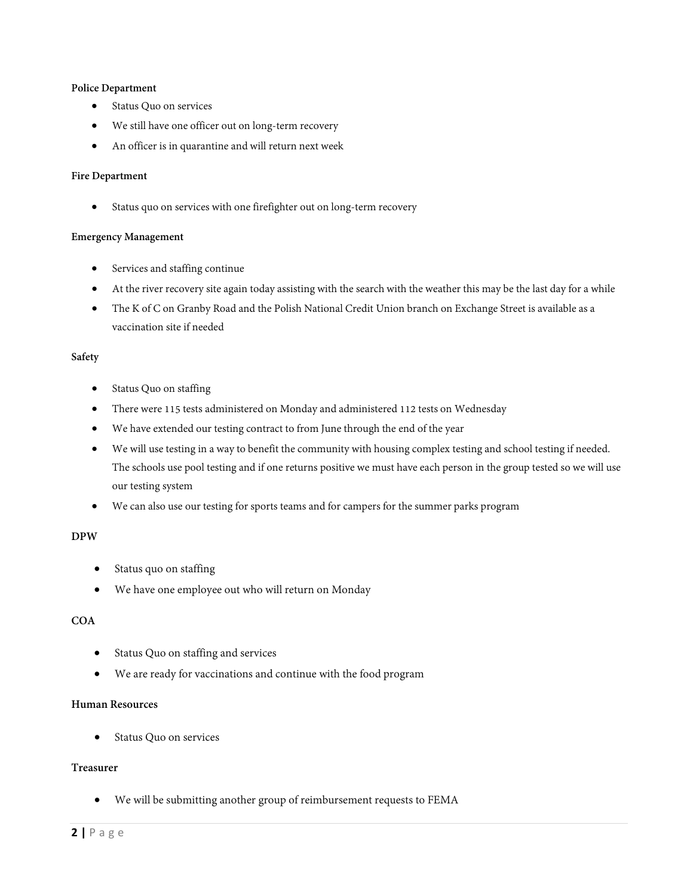**Police Department**

- Status Quo on services
- We still have one officer out on long-term recovery
- An officer is in quarantine and will return next week

**Fire Department**

- Status quo on services with one firefighter out on long-term recovery

**Emergency Management**

- Services and staffing continue
- At the river recovery site again today assisting with the search with the weather this may be the last day for a while
- The K of C on Granby Road and the Polish National Credit Union branch on Exchange Street is available as a vaccination site if needed

**Safety**

- Status Quo on staffing
- There were 115 tests administered on Monday and administered 112 tests on Wednesday
- We have extended our testing contract to from June through the end of the year
- We will use testing in a way to benefit the community with housing complex testing and school testing if needed. The schools use pool testing and if one returns positive we must have each person in the group tested so we will use our testing system
- We can also use our testing for sports teams and for campers for the summer parks program

**DPW**

- Status quo on staffing
- We have one employee out who will return on Monday

**COA**

- Status Quo on staffing and services
- We are ready for vaccinations and continue with the food program

**Human Resources**

- Status Quo on services

**Treasurer**

- We will be submitting another group of reimbursement requests to FEMA